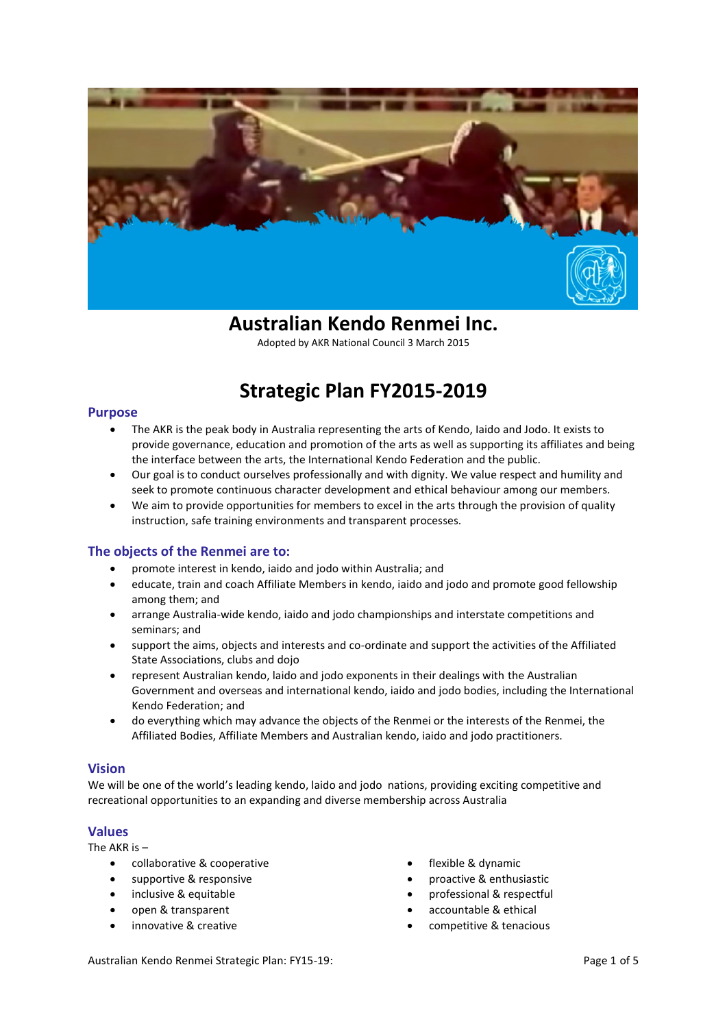# Australian Kendo Renmei Inc.

Adopted by AKR National Council 3 March 2015

# Strategic Plan FY2015-2019

## Purpose

- The AKR is the peak body in Australia representing the arts of Kendo, Iaido and Jodo. It exists to provide governance, education and promotion of the arts as well as supporting its affiliates and being the interface between the arts, the International Kendo Federation and the public.
- Our goal is to conduct ourselves professionally and with dignity. We value respect and humility and seek to promote continuous character development and ethical behaviour among our members.
- We aim to provide opportunities for members to excel in the arts through the provision of quality instruction, safe training environments and transparent processes.

## The objects of the Renmei are to:

- promote interest in kendo, iaido and jodo within Australia; and
- educate, train and coach Affiliate Members in kendo, iaido and jodo and promote good fellowship among them; and
- arrange Australia-wide kendo, iaido and jodo championships and interstate competitions and seminars; and
- support the aims, objects and interests and co-ordinate and support the activities of the Affiliated State Associations, clubs and dojo
- represent Australian kendo, iaido and jodo exponents in their dealings with the Australian Government and overseas and international kendo, iaido and jodo bodies, including the International Kendo Federation; and
- do everything which may advance the objects of the Renmei or the interests of the Renmei, the Affiliated Bodies, Affiliate Members and Australian kendo, iaido and jodo practitioners.

## Vision

We will be one of the world's leading kendo, laido and jodo nations, providing exciting competitive and recreational opportunities to an expanding and diverse membership across Australia

## Values

The AKR is –

- collaborative & cooperative
- supportive & responsive
- inclusive & equitable
- open & transparent
- innovative & creative
- flexible & dynamic
- proactive & enthusiastic
- professional & respectful
- accountable & ethical
- competitive & tenacious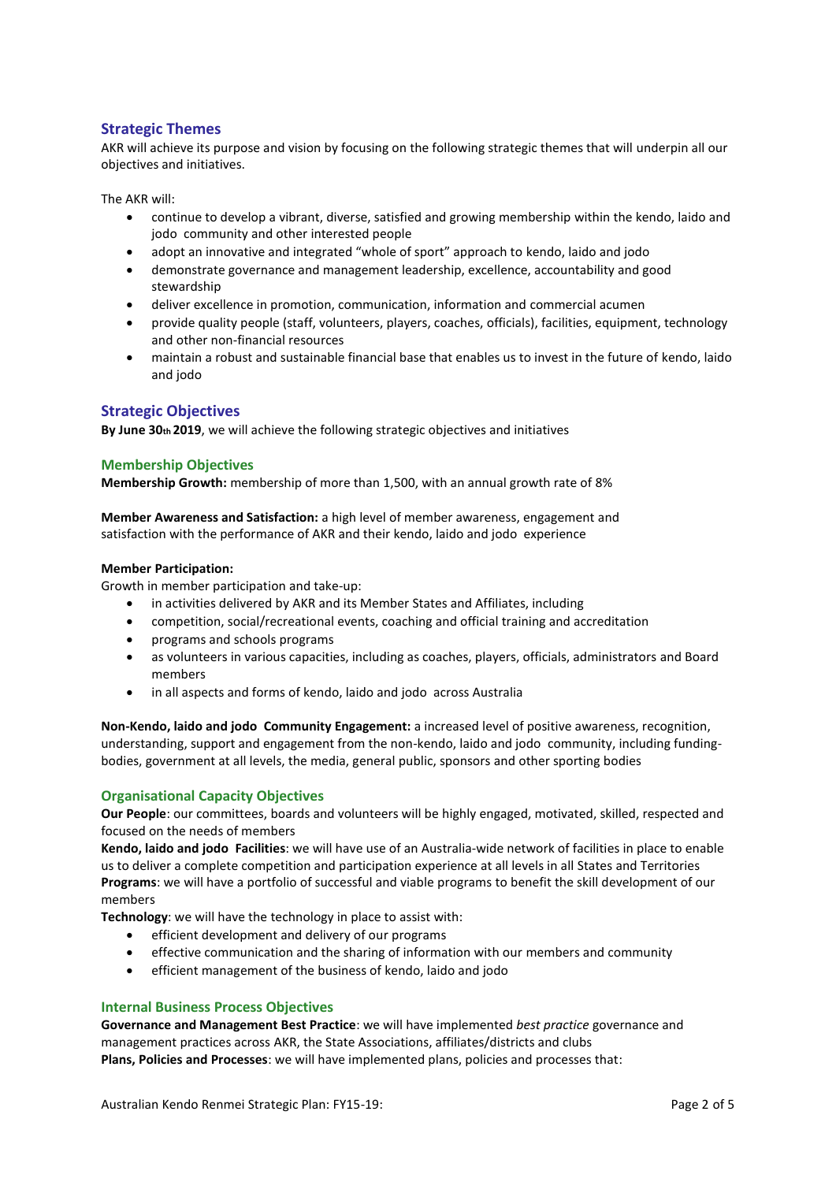## Strategic Themes

AKR will achieve its purpose and vision by focusing on the following strategic themes that will underpin all our objectives and initiatives.

The AKR will:

- continue to develop a vibrant, diverse, satisfied and growing membership within the kendo, laido and jodo community and other interested people
- adopt an innovative and integrated "whole of sport" approach to kendo, laido and jodo
- demonstrate governance and management leadership, excellence, accountability and good stewardship
- deliver excellence in promotion, communication, information and commercial acumen
- provide quality people (staff, volunteers, players, coaches, officials), facilities, equipment, technology and other non-financial resources
- maintain a robust and sustainable financial base that enables us to invest in the future of kendo, laido and jodo

## Strategic Objectives

**By June 30th 2019**, we will achieve the following strategic objectives and initiatives

### Membership Objectives

**Membership Growth:** membership of more than 1,500, with an annual growth rate of 8%

**Member Awareness and Satisfaction:** a high level of member awareness, engagement and satisfaction with the performance of AKR and their kendo, laido and jodo experience

**Member Participation:**

Growth in member participation and take-up:

- in activities delivered by AKR and its Member States and Affiliates, including
- competition, social/recreational events, coaching and official training and accreditation
- programs and schools programs
- as volunteers in various capacities, including as coaches, players, officials, administrators and Board members
- in all aspects and forms of kendo, laido and jodo across Australia

**Non-Kendo, laido and jodo Community Engagement:** a increased level of positive awareness, recognition, understanding, support and engagement from the non-kendo, laido and jodo community, including funding-bodies, government at all levels, the media, general public, sponsors and other sporting bodies

### Organisational Capacity Objectives

**Our People**: our committees, boards and volunteers will be highly engaged, motivated, skilled, respected and focused on the needs of members

**Kendo, laido and jodo Facilities**: we will have use of an Australia-wide network of facilities in place to enable us to deliver a complete competition and participation experience at all levels in all States and Territories

**Programs**: we will have a portfolio of successful and viable programs to benefit the skill development of our members

**Technology**: we will have the technology in place to assist with:

- efficient development and delivery of our programs
- effective communication and the sharing of information with our members and community
- efficient management of the business of kendo, laido and jodo

### Internal Business Process Objectives

**Governance and Management Best Practice**: we will have implemented *best practice* governance and management practices across AKR, the State Associations, affiliates/districts and clubs

**Plans, Policies and Processes**: we will have implemented plans, policies and processes that: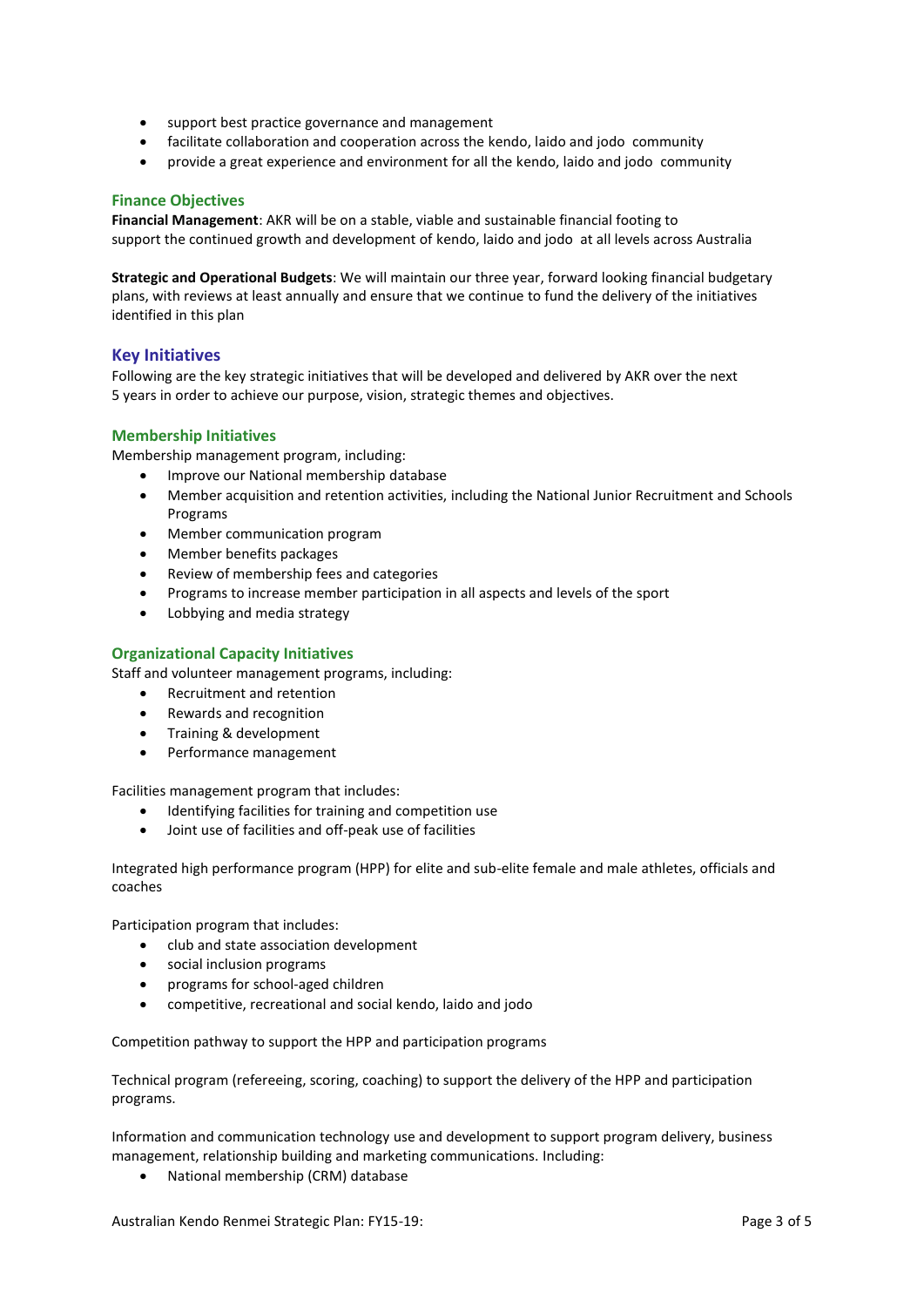- support best practice governance and management
- facilitate collaboration and cooperation across the kendo, laido and jodo community
- provide a great experience and environment for all the kendo, laido and jodo community

### Finance Objectives

**Financial Management**: AKR will be on a stable, viable and sustainable financial footing to support the continued growth and development of kendo, laido and jodo at all levels across Australia

**Strategic and Operational Budgets**: We will maintain our three year, forward looking financial budgetary plans, with reviews at least annually and ensure that we continue to fund the delivery of the initiatives identified in this plan

## Key Initiatives

Following are the key strategic initiatives that will be developed and delivered by AKR over the next 5 years in order to achieve our purpose, vision, strategic themes and objectives.

### Membership Initiatives

Membership management program, including:

- Improve our National membership database
- Member acquisition and retention activities, including the National Junior Recruitment and Schools Programs
- Member communication program
- Member benefits packages
- Review of membership fees and categories
- Programs to increase member participation in all aspects and levels of the sport
- Lobbying and media strategy

### Organizational Capacity Initiatives

Staff and volunteer management programs, including:

- Recruitment and retention
- Rewards and recognition
- Training & development
- Performance management

Facilities management program that includes:

- Identifying facilities for training and competition use
- Joint use of facilities and off-peak use of facilities

Integrated high performance program (HPP) for elite and sub-elite female and male athletes, officials and coaches

Participation program that includes:

- club and state association development
- social inclusion programs
- programs for school-aged children
- competitive, recreational and social kendo, laido and jodo

Competition pathway to support the HPP and participation programs

Technical program (refereeing, scoring, coaching) to support the delivery of the HPP and participation programs.

Information and communication technology use and development to support program delivery, business management, relationship building and marketing communications. Including:

- National membership (CRM) database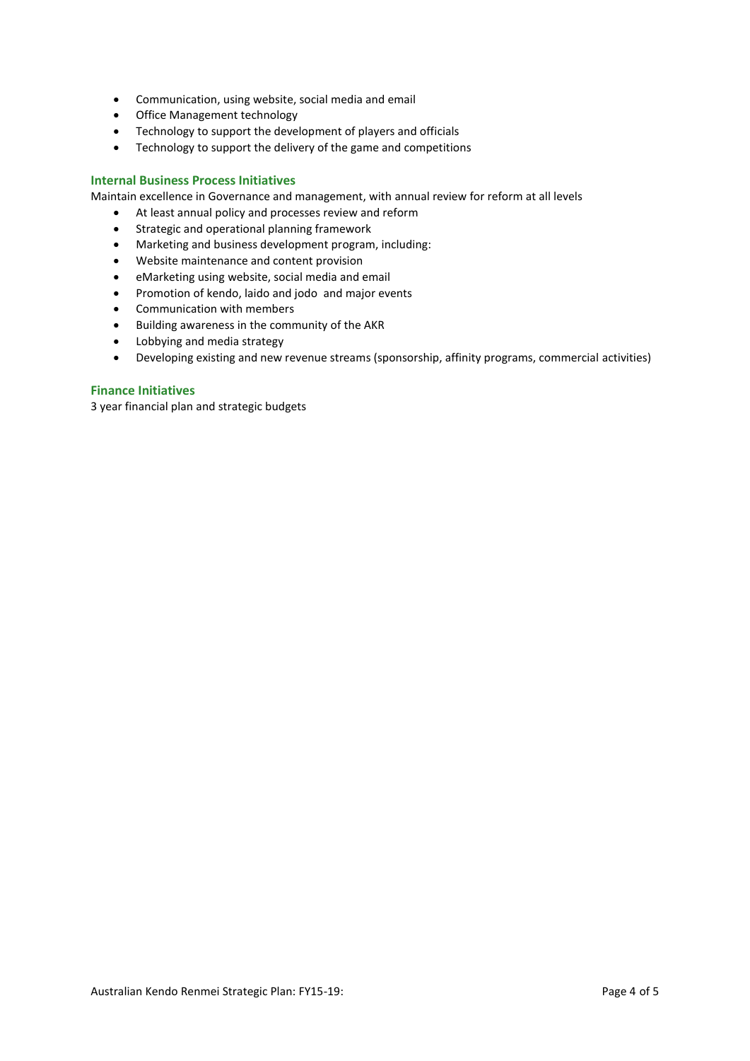- Communication, using website, social media and email
- Office Management technology
- Technology to support the development of players and officials
- Technology to support the delivery of the game and competitions

### Internal Business Process Initiatives

Maintain excellence in Governance and management, with annual review for reform at all levels

- At least annual policy and processes review and reform
- Strategic and operational planning framework
- Marketing and business development program, including:
- Website maintenance and content provision
- eMarketing using website, social media and email
- Promotion of kendo, laido and jodo and major events
- Communication with members
- Building awareness in the community of the AKR
- Lobbying and media strategy
- Developing existing and new revenue streams (sponsorship, affinity programs, commercial activities)

### Finance Initiatives

3 year financial plan and strategic budgets